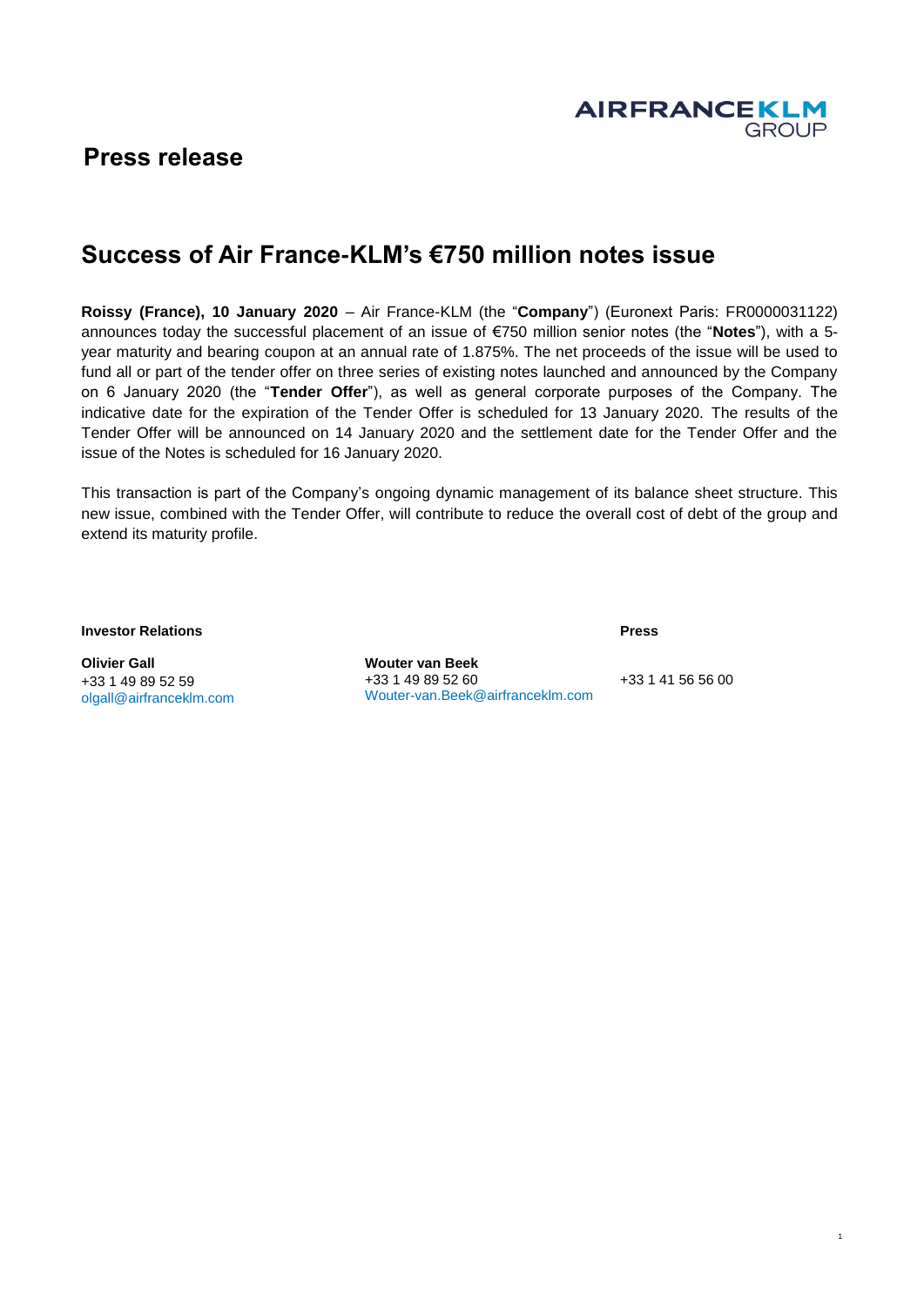**AIRFRANCEKLM GROUP**

## Press release

# Success of Air France-KLM's €750 million notes issue

**Roissy (France), 10 January 2020** – Air France-KLM (the "**Company**") (Euronext Paris: FR0000031122) announces today the successful placement of an issue of €750 million senior notes (the "**Notes**"), with a 5-year maturity and bearing coupon at an annual rate of 1.875%. The net proceeds of the issue will be used to fund all or part of the tender offer on three series of existing notes launched and announced by the Company on 6 January 2020 (the "**Tender Offer**"), as well as general corporate purposes of the Company. The indicative date for the expiration of the Tender Offer is scheduled for 13 January 2020. The results of the Tender Offer will be announced on 14 January 2020 and the settlement date for the Tender Offer and the issue of the Notes is scheduled for 16 January 2020.

This transaction is part of the Company's ongoing dynamic management of its balance sheet structure. This new issue, combined with the Tender Offer, will contribute to reduce the overall cost of debt of the group and extend its maturity profile.

**Investor Relations**

**Olivier Gall**
+33 1 49 89 52 59
olgall@airfranceklm.com

**Wouter van Beek**
+33 1 49 89 52 60
Wouter-van.Beek@airfranceklm.com

**Press**

+33 1 41 56 56 00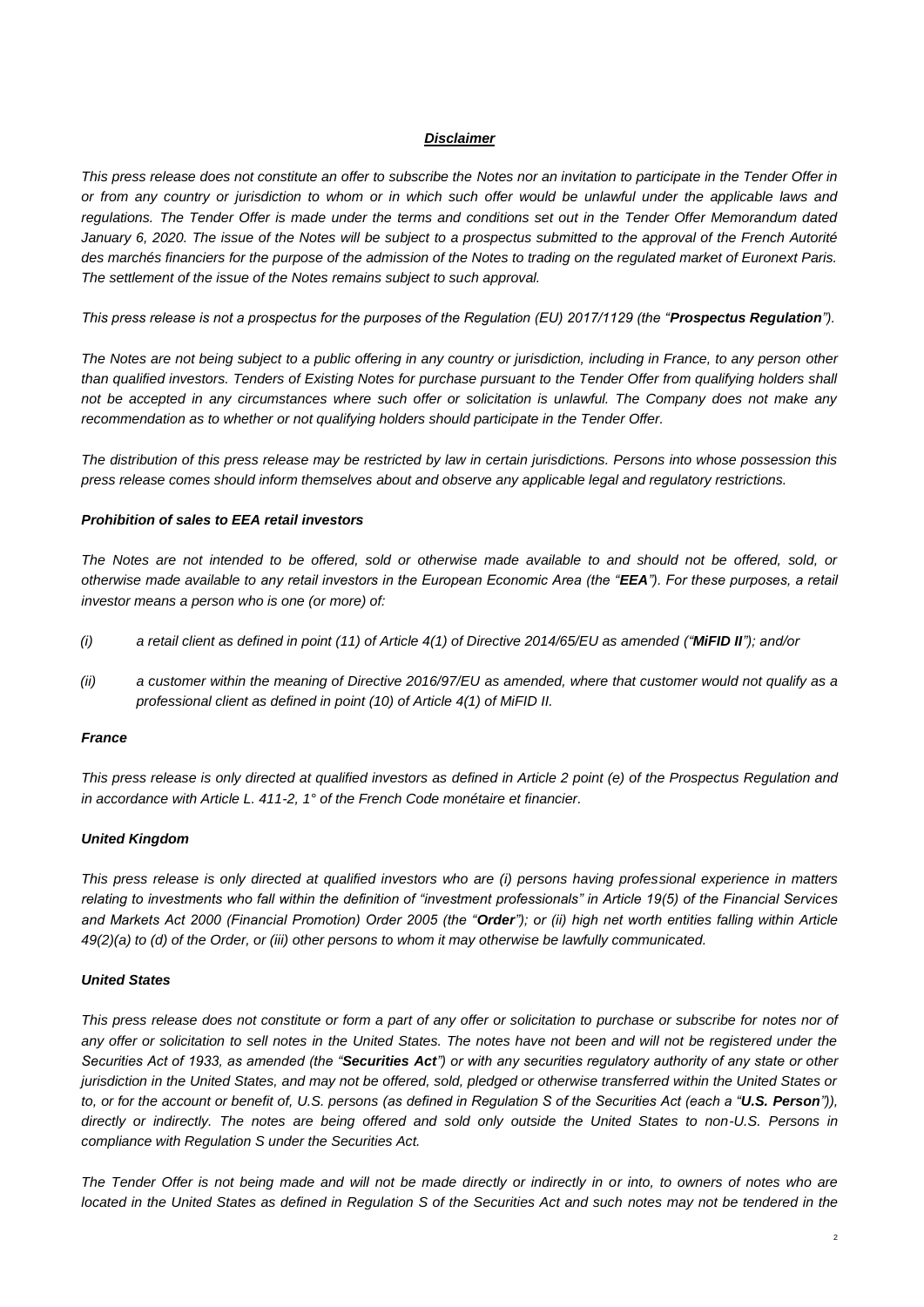## *Disclaimer*

*This press release does not constitute an offer to subscribe the Notes nor an invitation to participate in the Tender Offer in or from any country or jurisdiction to whom or in which such offer would be unlawful under the applicable laws and regulations. The Tender Offer is made under the terms and conditions set out in the Tender Offer Memorandum dated January 6, 2020. The issue of the Notes will be subject to a prospectus submitted to the approval of the French Autorité des marchés financiers for the purpose of the admission of the Notes to trading on the regulated market of Euronext Paris. The settlement of the issue of the Notes remains subject to such approval.*

*This press release is not a prospectus for the purposes of the Regulation (EU) 2017/1129 (the "**Prospectus Regulation**").*

*The Notes are not being subject to a public offering in any country or jurisdiction, including in France, to any person other than qualified investors. Tenders of Existing Notes for purchase pursuant to the Tender Offer from qualifying holders shall not be accepted in any circumstances where such offer or solicitation is unlawful. The Company does not make any recommendation as to whether or not qualifying holders should participate in the Tender Offer.*

*The distribution of this press release may be restricted by law in certain jurisdictions. Persons into whose possession this press release comes should inform themselves about and observe any applicable legal and regulatory restrictions.*

***Prohibition of sales to EEA retail investors***

*The Notes are not intended to be offered, sold or otherwise made available to and should not be offered, sold, or otherwise made available to any retail investors in the European Economic Area (the "**EEA**"). For these purposes, a retail investor means a person who is one (or more) of:*

*(i) a retail client as defined in point (11) of Article 4(1) of Directive 2014/65/EU as amended ("**MiFID II**"); and/or*

*(ii) a customer within the meaning of Directive 2016/97/EU as amended, where that customer would not qualify as a professional client as defined in point (10) of Article 4(1) of MiFID II.*

***France***

*This press release is only directed at qualified investors as defined in Article 2 point (e) of the Prospectus Regulation and in accordance with Article L. 411-2, 1° of the French Code monétaire et financier.*

***United Kingdom***

*This press release is only directed at qualified investors who are (i) persons having professional experience in matters relating to investments who fall within the definition of "investment professionals" in Article 19(5) of the Financial Services and Markets Act 2000 (Financial Promotion) Order 2005 (the "**Order**"); or (ii) high net worth entities falling within Article 49(2)(a) to (d) of the Order, or (iii) other persons to whom it may otherwise be lawfully communicated.*

***United States***

*This press release does not constitute or form a part of any offer or solicitation to purchase or subscribe for notes nor of any offer or solicitation to sell notes in the United States. The notes have not been and will not be registered under the Securities Act of 1933, as amended (the "**Securities Act**") or with any securities regulatory authority of any state or other jurisdiction in the United States, and may not be offered, sold, pledged or otherwise transferred within the United States or to, or for the account or benefit of, U.S. persons (as defined in Regulation S of the Securities Act (each a "**U.S. Person**")), directly or indirectly. The notes are being offered and sold only outside the United States to non-U.S. Persons in compliance with Regulation S under the Securities Act.*

*The Tender Offer is not being made and will not be made directly or indirectly in or into, to owners of notes who are located in the United States as defined in Regulation S of the Securities Act and such notes may not be tendered in the*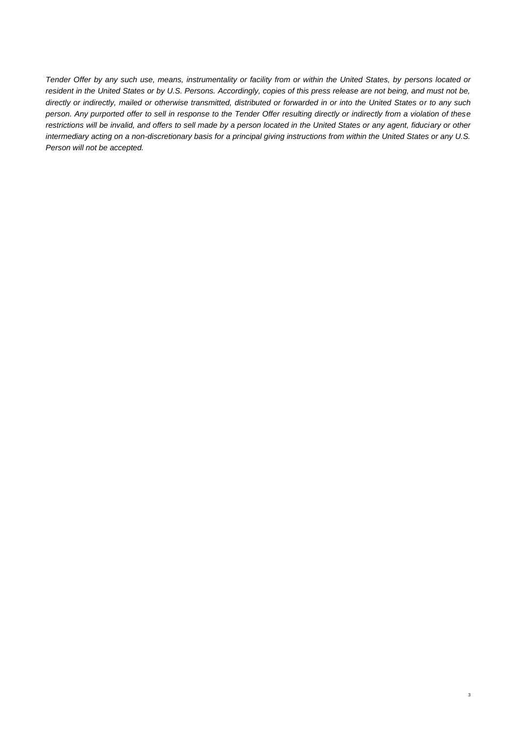*Tender Offer by any such use, means, instrumentality or facility from or within the United States, by persons located or resident in the United States or by U.S. Persons. Accordingly, copies of this press release are not being, and must not be, directly or indirectly, mailed or otherwise transmitted, distributed or forwarded in or into the United States or to any such person. Any purported offer to sell in response to the Tender Offer resulting directly or indirectly from a violation of these restrictions will be invalid, and offers to sell made by a person located in the United States or any agent, fiduciary or other intermediary acting on a non-discretionary basis for a principal giving instructions from within the United States or any U.S. Person will not be accepted.*